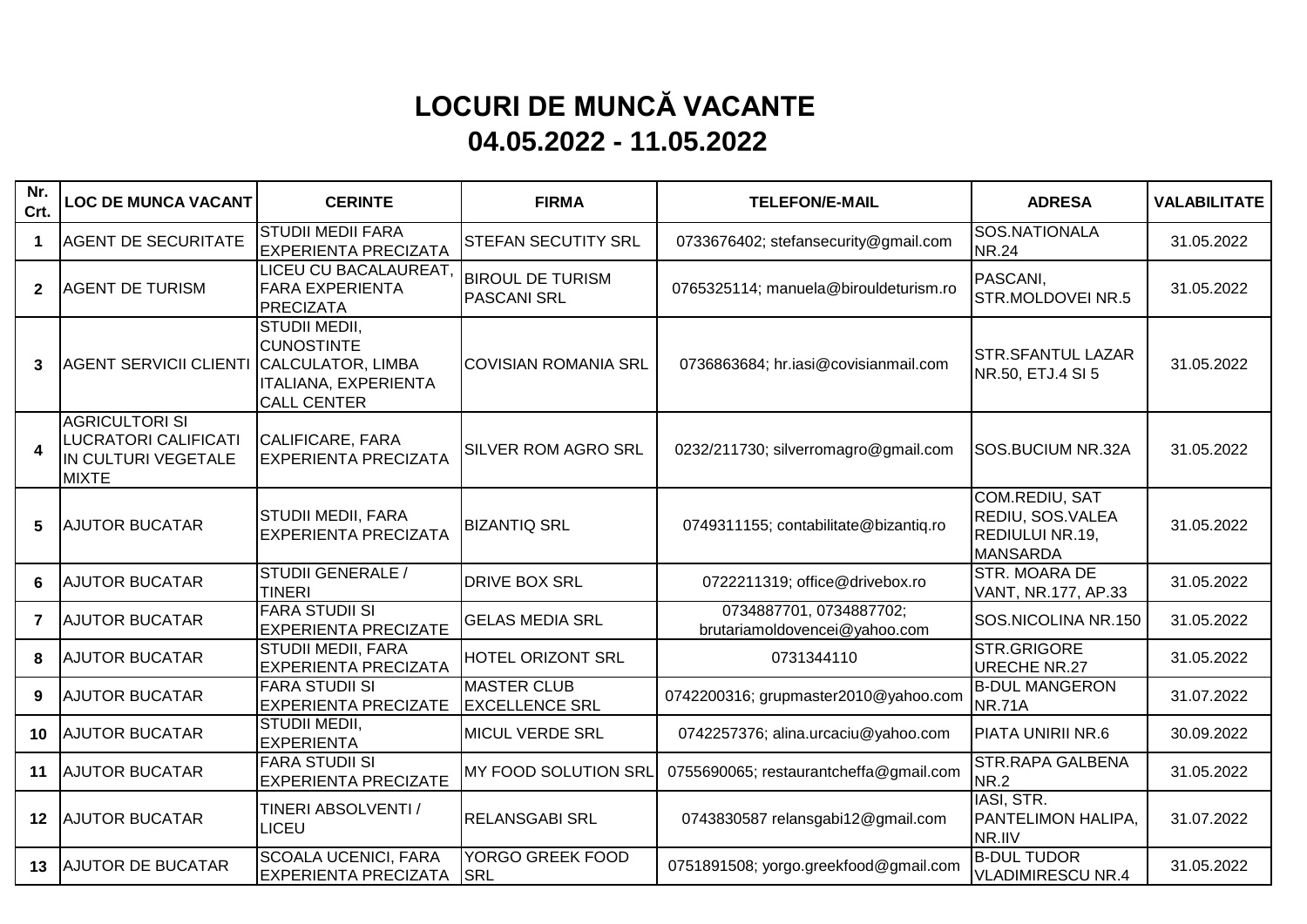# LOCURI DE MUNCĂ VACANTE
## 04.05.2022 - 11.05.2022

| Nr. Crt. | LOC DE MUNCA VACANT | CERINTE | FIRMA | TELEFON/E-MAIL | ADRESA | VALABILITATE |
|---|---|---|---|---|---|---|
| 1 | AGENT DE SECURITATE | STUDII MEDII FARA EXPERIENTA PRECIZATA | STEFAN SECUTITY SRL | 0733676402; stefansecurity@gmail.com | SOS.NATIONALA NR.24 | 31.05.2022 |
| 2 | AGENT DE TURISM | LICEU CU BACALAUREAT, FARA EXPERIENTA PRECIZATA | BIROUL DE TURISM PASCANI SRL | 0765325114; manuela@birouldeturism.ro | PASCANI, STR.MOLDOVEI NR.5 | 31.05.2022 |
| 3 | AGENT SERVICII CLIENTI | STUDII MEDII, CUNOSTINTE CALCULATOR, LIMBA ITALIANA, EXPERIENTA CALL CENTER | COVISIAN ROMANIA SRL | 0736863684; hr.iasi@covisianmail.com | STR.SFANTUL LAZAR NR.50, ETJ.4 SI 5 | 31.05.2022 |
| 4 | AGRICULTORI SI LUCRATORI CALIFICATI IN CULTURI VEGETALE MIXTE | CALIFICARE, FARA EXPERIENTA PRECIZATA | SILVER ROM AGRO SRL | 0232/211730; silverromagro@gmail.com | SOS.BUCIUM NR.32A | 31.05.2022 |
| 5 | AJUTOR BUCATAR | STUDII MEDII, FARA EXPERIENTA PRECIZATA | BIZANTIQ SRL | 0749311155; contabilitate@bizantiq.ro | COM.REDIU, SAT REDIU, SOS.VALEA REDIULUI NR.19, MANSARDA | 31.05.2022 |
| 6 | AJUTOR BUCATAR | STUDII GENERALE / TINERI | DRIVE BOX SRL | 0722211319; office@drivebox.ro | STR. MOARA DE VANT, NR.177, AP.33 | 31.05.2022 |
| 7 | AJUTOR BUCATAR | FARA STUDII SI EXPERIENTA PRECIZATE | GELAS MEDIA SRL | 0734887701, 0734887702; brutariamoldovencei@yahoo.com | SOS.NICOLINA NR.150 | 31.05.2022 |
| 8 | AJUTOR BUCATAR | STUDII MEDII, FARA EXPERIENTA PRECIZATA | HOTEL ORIZONT SRL | 0731344110 | STR.GRIGORE URECHE NR.27 | 31.05.2022 |
| 9 | AJUTOR BUCATAR | FARA STUDII SI EXPERIENTA PRECIZATE | MASTER CLUB EXCELLENCE SRL | 0742200316; grupmaster2010@yahoo.com | B-DUL MANGERON NR.71A | 31.07.2022 |
| 10 | AJUTOR BUCATAR | STUDII MEDII, EXPERIENTA | MICUL VERDE SRL | 0742257376; alina.urcaciu@yahoo.com | PIATA UNIRII NR.6 | 30.09.2022 |
| 11 | AJUTOR BUCATAR | FARA STUDII SI EXPERIENTA PRECIZATE | MY FOOD SOLUTION SRL | 0755690065; restaurantcheffa@gmail.com | STR.RAPA GALBENA NR.2 | 31.05.2022 |
| 12 | AJUTOR BUCATAR | TINERI ABSOLVENTI / LICEU | RELANSGABI SRL | 0743830587 relansgabi12@gmail.com | IASI, STR. PANTELIMON HALIPA, NR.IIV | 31.07.2022 |
| 13 | AJUTOR DE BUCATAR | SCOALA UCENICI, FARA EXPERIENTA PRECIZATA | YORGO GREEK FOOD SRL | 0751891508; yorgo.greekfood@gmail.com | B-DUL TUDOR VLADIMIRESCU NR.4 | 31.05.2022 |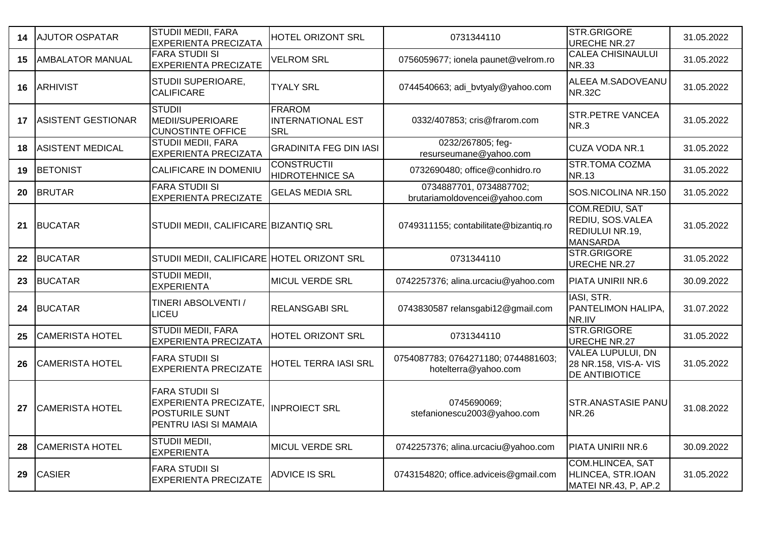| 14 | AJUTOR OSPATAR | STUDII MEDII, FARA EXPERIENTA PRECIZATA | HOTEL ORIZONT SRL | 0731344110 | STR.GRIGORE URECHE NR.27 | 31.05.2022 |
|---|---|---|---|---|---|---|
| 15 | AMBALATOR MANUAL | FARA STUDII SI EXPERIENTA PRECIZATE | VELROM SRL | 0756059677; ionela paunet@velrom.ro | CALEA CHISINAULUI NR.33 | 31.05.2022 |
| 16 | ARHIVIST | STUDII SUPERIOARE, CALIFICARE | TYALY SRL | 0744540663; adi_bvtyaly@yahoo.com | ALEEA M.SADOVEANU NR.32C | 31.05.2022 |
| 17 | ASISTENT GESTIONAR | STUDII MEDII/SUPERIOARE CUNOSTINTE OFFICE | FRAROM INTERNATIONAL EST SRL | 0332/407853; cris@frarom.com | STR.PETRE VANCEA NR.3 | 31.05.2022 |
| 18 | ASISTENT MEDICAL | STUDII MEDII, FARA EXPERIENTA PRECIZATA | GRADINITA FEG DIN IASI | 0232/267805; feg-resurseumane@yahoo.com | CUZA VODA NR.1 | 31.05.2022 |
| 19 | BETONIST | CALIFICARE IN DOMENIU | CONSTRUCTII HIDROTEHNICE SA | 0732690480; office@conhidro.ro | STR.TOMA COZMA NR.13 | 31.05.2022 |
| 20 | BRUTAR | FARA STUDII SI EXPERIENTA PRECIZATE | GELAS MEDIA SRL | 0734887701, 0734887702; brutariamoldovencei@yahoo.com | SOS.NICOLINA NR.150 | 31.05.2022 |
| 21 | BUCATAR | STUDII MEDII, CALIFICARE | BIZANTIQ SRL | 0749311155; contabilitate@bizantiq.ro | COM.REDIU, SAT REDIU, SOS.VALEA REDIULUI NR.19, MANSARDA | 31.05.2022 |
| 22 | BUCATAR | STUDII MEDII, CALIFICARE | HOTEL ORIZONT SRL | 0731344110 | STR.GRIGORE URECHE NR.27 | 31.05.2022 |
| 23 | BUCATAR | STUDII MEDII, EXPERIENTA | MICUL VERDE SRL | 0742257376; alina.urcaciu@yahoo.com | PIATA UNIRII NR.6 | 30.09.2022 |
| 24 | BUCATAR | TINERI ABSOLVENTI / LICEU | RELANSGABI SRL | 0743830587 relansgabi12@gmail.com | IASI, STR. PANTELIMON HALIPA, NR.IIV | 31.07.2022 |
| 25 | CAMERISTA HOTEL | STUDII MEDII, FARA EXPERIENTA PRECIZATA | HOTEL ORIZONT SRL | 0731344110 | STR.GRIGORE URECHE NR.27 | 31.05.2022 |
| 26 | CAMERISTA HOTEL | FARA STUDII SI EXPERIENTA PRECIZATE | HOTEL TERRA IASI SRL | 0754087783; 0764271180; 0744881603; hotelterra@yahoo.com | VALEA LUPULUI, DN 28 NR.158, VIS-A- VIS DE ANTIBIOTICE | 31.05.2022 |
| 27 | CAMERISTA HOTEL | FARA STUDII SI EXPERIENTA PRECIZATE, POSTURILE SUNT PENTRU IASI SI MAMAIA | INPROIECT SRL | 0745690069; stefanionescu2003@yahoo.com | STR.ANASTASIE PANU NR.26 | 31.08.2022 |
| 28 | CAMERISTA HOTEL | STUDII MEDII, EXPERIENTA | MICUL VERDE SRL | 0742257376; alina.urcaciu@yahoo.com | PIATA UNIRII NR.6 | 30.09.2022 |
| 29 | CASIER | FARA STUDII SI EXPERIENTA PRECIZATE | ADVICE IS SRL | 0743154820; office.adviceis@gmail.com | COM.HLINCEA, SAT HLINCEA, STR.IOAN MATEI NR.43, P, AP.2 | 31.05.2022 |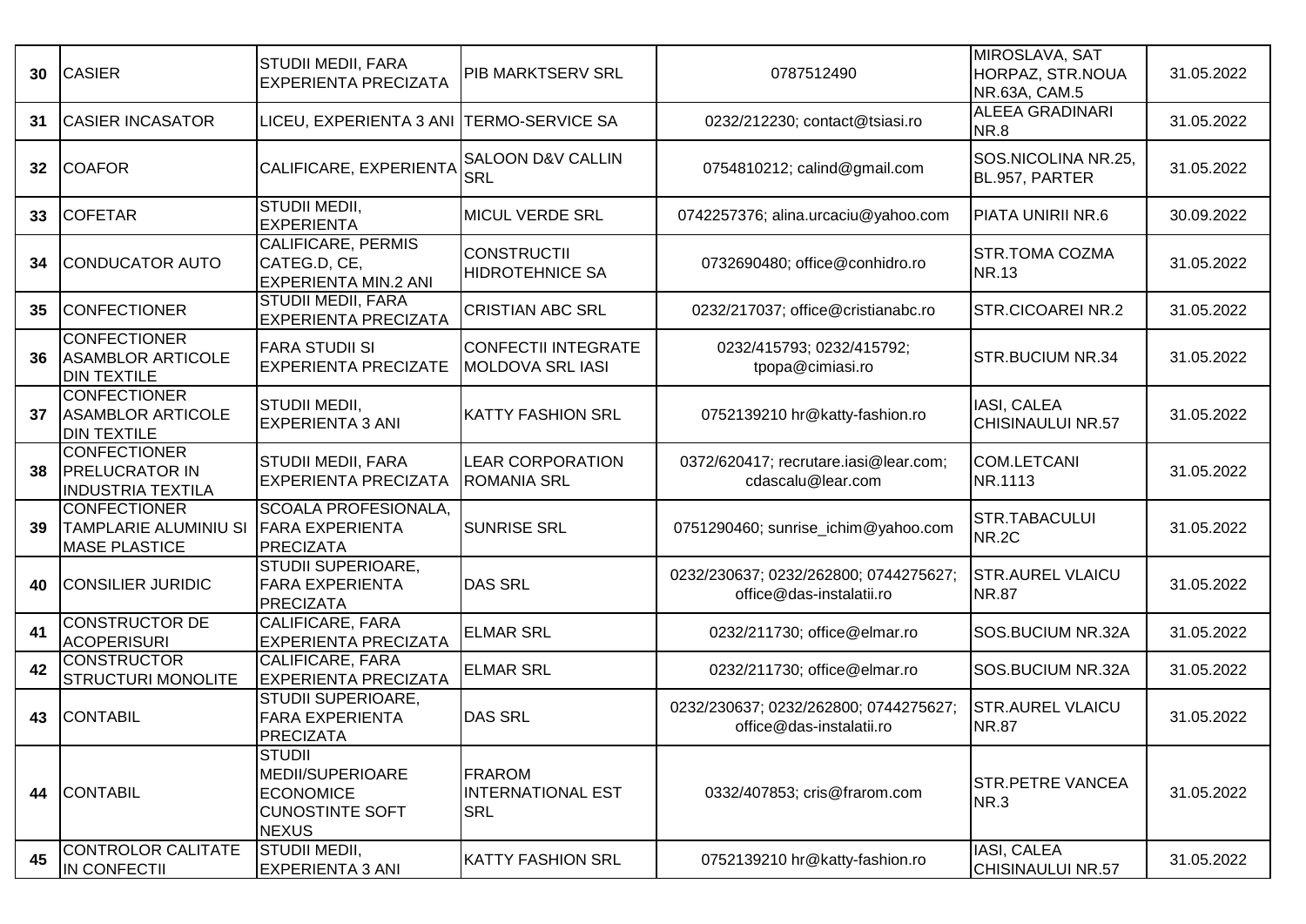| 30 | CASIER | STUDII MEDII, FARA EXPERIENTA PRECIZATA | PIB MARKTSERV SRL | 0787512490 | MIROSLAVA, SAT HORPAZ, STR.NOUA NR.63A, CAM.5 | 31.05.2022 |
|---|---|---|---|---|---|---|
| 31 | CASIER INCASATOR | LICEU, EXPERIENTA 3 ANI | TERMO-SERVICE SA | 0232/212230; contact@tsiasi.ro | ALEEA GRADINARI NR.8 | 31.05.2022 |
| 32 | COAFOR | CALIFICARE, EXPERIENTA | SALOON D&V CALLIN SRL | 0754810212; calind@gmail.com | SOS.NICOLINA NR.25, BL.957, PARTER | 31.05.2022 |
| 33 | COFETAR | STUDII MEDII, EXPERIENTA | MICUL VERDE SRL | 0742257376; alina.urcaciu@yahoo.com | PIATA UNIRII NR.6 | 30.09.2022 |
| 34 | CONDUCATOR AUTO | CALIFICARE, PERMIS CATEG.D, CE, EXPERIENTA MIN.2 ANI | CONSTRUCTII HIDROTEHNICE SA | 0732690480; office@conhidro.ro | STR.TOMA COZMA NR.13 | 31.05.2022 |
| 35 | CONFECTIONER | STUDII MEDII, FARA EXPERIENTA PRECIZATA | CRISTIAN ABC SRL | 0232/217037; office@cristianabc.ro | STR.CICOAREI NR.2 | 31.05.2022 |
| 36 | CONFECTIONER ASAMBLOR ARTICOLE DIN TEXTILE | FARA STUDII SI EXPERIENTA PRECIZATE | CONFECTII INTEGRATE MOLDOVA SRL IASI | 0232/415793; 0232/415792; tpopa@cimiasi.ro | STR.BUCIUM NR.34 | 31.05.2022 |
| 37 | CONFECTIONER ASAMBLOR ARTICOLE DIN TEXTILE | STUDII MEDII, EXPERIENTA 3 ANI | KATTY FASHION SRL | 0752139210 hr@katty-fashion.ro | IASI, CALEA CHISINAULUI NR.57 | 31.05.2022 |
| 38 | CONFECTIONER PRELUCRATOR IN INDUSTRIA TEXTILA | STUDII MEDII, FARA EXPERIENTA PRECIZATA | LEAR CORPORATION ROMANIA SRL | 0372/620417; recrutare.iasi@lear.com; cdascalu@lear.com | COM.LETCANI NR.1113 | 31.05.2022 |
| 39 | CONFECTIONER TAMPLARIE ALUMINIU SI MASE PLASTICE | SCOALA PROFESIONALA, FARA EXPERIENTA PRECIZATA | SUNRISE SRL | 0751290460; sunrise_ichim@yahoo.com | STR.TABACULUI NR.2C | 31.05.2022 |
| 40 | CONSILIER JURIDIC | STUDII SUPERIOARE, FARA EXPERIENTA PRECIZATA | DAS SRL | 0232/230637; 0232/262800; 0744275627; office@das-instalatii.ro | STR.AUREL VLAICU NR.87 | 31.05.2022 |
| 41 | CONSTRUCTOR DE ACOPERISURI | CALIFICARE, FARA EXPERIENTA PRECIZATA | ELMAR SRL | 0232/211730; office@elmar.ro | SOS.BUCIUM NR.32A | 31.05.2022 |
| 42 | CONSTRUCTOR STRUCTURI MONOLITE | CALIFICARE, FARA EXPERIENTA PRECIZATA | ELMAR SRL | 0232/211730; office@elmar.ro | SOS.BUCIUM NR.32A | 31.05.2022 |
| 43 | CONTABIL | STUDII SUPERIOARE, FARA EXPERIENTA PRECIZATA | DAS SRL | 0232/230637; 0232/262800; 0744275627; office@das-instalatii.ro | STR.AUREL VLAICU NR.87 | 31.05.2022 |
| 44 | CONTABIL | STUDII MEDII/SUPERIOARE ECONOMICE CUNOSTINTE SOFT NEXUS | FRAROM INTERNATIONAL EST SRL | 0332/407853; cris@frarom.com | STR.PETRE VANCEA NR.3 | 31.05.2022 |
| 45 | CONTROLOR CALITATE IN CONFECTII | STUDII MEDII, EXPERIENTA 3 ANI | KATTY FASHION SRL | 0752139210 hr@katty-fashion.ro | IASI, CALEA CHISINAULUI NR.57 | 31.05.2022 |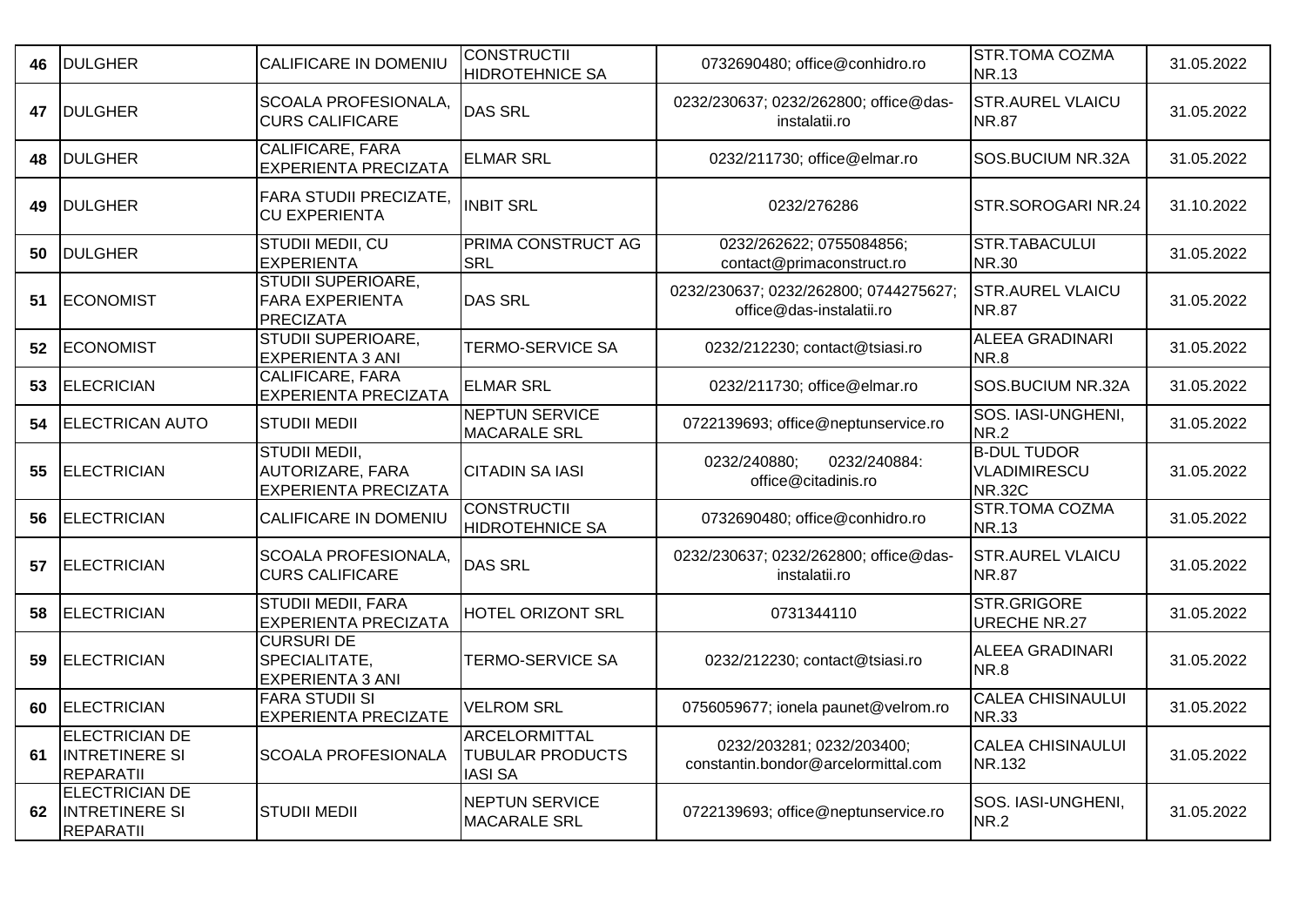| 46 | DULGHER | CALIFICARE IN DOMENIU | CONSTRUCTII HIDROTEHNICE SA | 0732690480; office@conhidro.ro | STR.TOMA COZMA NR.13 | 31.05.2022 |
|---|---|---|---|---|---|---|
| 47 | DULGHER | SCOALA PROFESIONALA, CURS CALIFICARE | DAS SRL | 0232/230637; 0232/262800; office@das-instalatii.ro | STR.AUREL VLAICU NR.87 | 31.05.2022 |
| 48 | DULGHER | CALIFICARE, FARA EXPERIENTA PRECIZATA | ELMAR SRL | 0232/211730; office@elmar.ro | SOS.BUCIUM NR.32A | 31.05.2022 |
| 49 | DULGHER | FARA STUDII PRECIZATE, CU EXPERIENTA | INBIT SRL | 0232/276286 | STR.SOROGARI NR.24 | 31.10.2022 |
| 50 | DULGHER | STUDII MEDII, CU EXPERIENTA | PRIMA CONSTRUCT AG SRL | 0232/262622; 0755084856; contact@primaconstruct.ro | STR.TABACULUI NR.30 | 31.05.2022 |
| 51 | ECONOMIST | STUDII SUPERIOARE, FARA EXPERIENTA PRECIZATA | DAS SRL | 0232/230637; 0232/262800; 0744275627; office@das-instalatii.ro | STR.AUREL VLAICU NR.87 | 31.05.2022 |
| 52 | ECONOMIST | STUDII SUPERIOARE, EXPERIENTA 3 ANI | TERMO-SERVICE SA | 0232/212230; contact@tsiasi.ro | ALEEA GRADINARI NR.8 | 31.05.2022 |
| 53 | ELECRICIAN | CALIFICARE, FARA EXPERIENTA PRECIZATA | ELMAR SRL | 0232/211730; office@elmar.ro | SOS.BUCIUM NR.32A | 31.05.2022 |
| 54 | ELECTRICAN AUTO | STUDII MEDII | NEPTUN SERVICE MACARALE SRL | 0722139693; office@neptunservice.ro | SOS. IASI-UNGHENI, NR.2 | 31.05.2022 |
| 55 | ELECTRICIAN | STUDII MEDII, AUTORIZARE, FARA EXPERIENTA PRECIZATA | CITADIN SA IASI | 0232/240880; 0232/240884: office@citadinis.ro | B-DUL TUDOR VLADIMIRESCU NR.32C | 31.05.2022 |
| 56 | ELECTRICIAN | CALIFICARE IN DOMENIU | CONSTRUCTII HIDROTEHNICE SA | 0732690480; office@conhidro.ro | STR.TOMA COZMA NR.13 | 31.05.2022 |
| 57 | ELECTRICIAN | SCOALA PROFESIONALA, CURS CALIFICARE | DAS SRL | 0232/230637; 0232/262800; office@das-instalatii.ro | STR.AUREL VLAICU NR.87 | 31.05.2022 |
| 58 | ELECTRICIAN | STUDII MEDII, FARA EXPERIENTA PRECIZATA | HOTEL ORIZONT SRL | 0731344110 | STR.GRIGORE URECHE NR.27 | 31.05.2022 |
| 59 | ELECTRICIAN | CURSURI DE SPECIALITATE, EXPERIENTA 3 ANI | TERMO-SERVICE SA | 0232/212230; contact@tsiasi.ro | ALEEA GRADINARI NR.8 | 31.05.2022 |
| 60 | ELECTRICIAN | FARA STUDII SI EXPERIENTA PRECIZATE | VELROM SRL | 0756059677; ionela paunet@velrom.ro | CALEA CHISINAULUI NR.33 | 31.05.2022 |
| 61 | ELECTRICIAN DE INTRETINERE SI REPARATII | SCOALA PROFESIONALA | ARCELORMITTAL TUBULAR PRODUCTS IASI SA | 0232/203281; 0232/203400; constantin.bondor@arcelormittal.com | CALEA CHISINAULUI NR.132 | 31.05.2022 |
| 62 | ELECTRICIAN DE INTRETINERE SI REPARATII | STUDII MEDII | NEPTUN SERVICE MACARALE SRL | 0722139693; office@neptunservice.ro | SOS. IASI-UNGHENI, NR.2 | 31.05.2022 |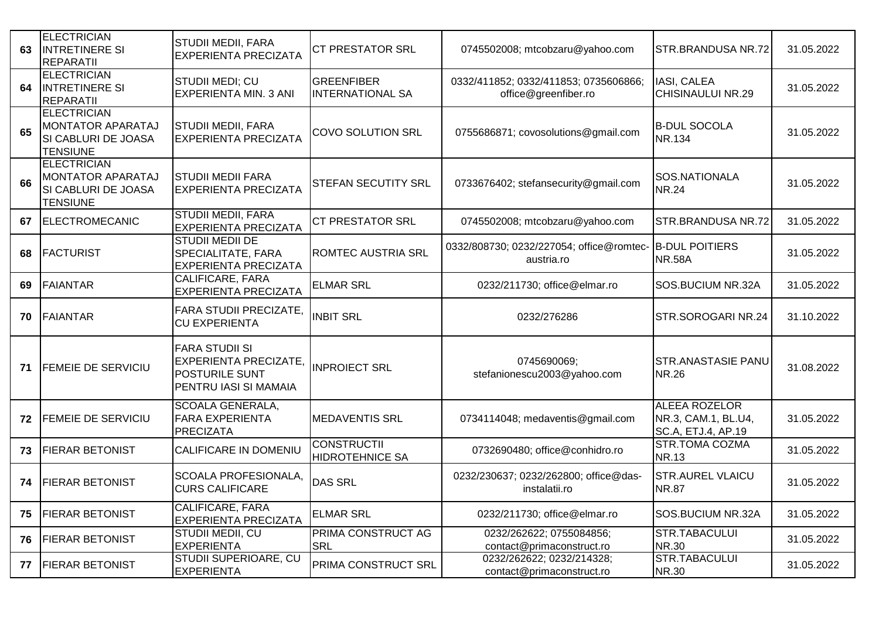| 63 | ELECTRICIAN INTRETINERE SI REPARATII | STUDII MEDII, FARA EXPERIENTA PRECIZATA | CT PRESTATOR SRL | 0745502008; mtcobzaru@yahoo.com | STR.BRANDUSA NR.72 | 31.05.2022 |
|---|---|---|---|---|---|---|
| 64 | ELECTRICIAN INTRETINERE SI REPARATII | STUDII MEDI; CU EXPERIENTA MIN. 3 ANI | GREENFIBER INTERNATIONAL SA | 0332/411852; 0332/411853; 0735606866; office@greenfiber.ro | IASI, CALEA CHISINAULUI NR.29 | 31.05.2022 |
| 65 | ELECTRICIAN MONTATOR APARATAJ SI CABLURI DE JOASA TENSIUNE | STUDII MEDII, FARA EXPERIENTA PRECIZATA | COVO SOLUTION SRL | 0755686871; covosolutions@gmail.com | B-DUL SOCOLA NR.134 | 31.05.2022 |
| 66 | ELECTRICIAN MONTATOR APARATAJ SI CABLURI DE JOASA TENSIUNE | STUDII MEDII FARA EXPERIENTA PRECIZATA | STEFAN SECUTITY SRL | 0733676402; stefansecurity@gmail.com | SOS.NATIONALA NR.24 | 31.05.2022 |
| 67 | ELECTROMECANIC | STUDII MEDII, FARA EXPERIENTA PRECIZATA | CT PRESTATOR SRL | 0745502008; mtcobzaru@yahoo.com | STR.BRANDUSA NR.72 | 31.05.2022 |
| 68 | FACTURIST | STUDII MEDII DE SPECIALITATE, FARA EXPERIENTA PRECIZATA | ROMTEC AUSTRIA SRL | 0332/808730; 0232/227054; office@romtec-austria.ro | B-DUL POITIERS NR.58A | 31.05.2022 |
| 69 | FAIANTAR | CALIFICARE, FARA EXPERIENTA PRECIZATA | ELMAR SRL | 0232/211730; office@elmar.ro | SOS.BUCIUM NR.32A | 31.05.2022 |
| 70 | FAIANTAR | FARA STUDII PRECIZATE, CU EXPERIENTA | INBIT SRL | 0232/276286 | STR.SOROGARI NR.24 | 31.10.2022 |
| 71 | FEMEIE DE SERVICIU | FARA STUDII SI EXPERIENTA PRECIZATE, POSTURILE SUNT PENTRU IASI SI MAMAIA | INPROIECT SRL | 0745690069; stefanionescu2003@yahoo.com | STR.ANASTASIE PANU NR.26 | 31.08.2022 |
| 72 | FEMEIE DE SERVICIU | SCOALA GENERALA, FARA EXPERIENTA PRECIZATA | MEDAVENTIS SRL | 0734114048; medaventis@gmail.com | ALEEA ROZELOR NR.3, CAM.1, BL.U4, SC.A, ETJ.4, AP.19 | 31.05.2022 |
| 73 | FIERAR BETONIST | CALIFICARE IN DOMENIU | CONSTRUCTII HIDROTEHNICE SA | 0732690480; office@conhidro.ro | STR.TOMA COZMA NR.13 | 31.05.2022 |
| 74 | FIERAR BETONIST | SCOALA PROFESIONALA, CURS CALIFICARE | DAS SRL | 0232/230637; 0232/262800; office@das-instalatii.ro | STR.AUREL VLAICU NR.87 | 31.05.2022 |
| 75 | FIERAR BETONIST | CALIFICARE, FARA EXPERIENTA PRECIZATA | ELMAR SRL | 0232/211730; office@elmar.ro | SOS.BUCIUM NR.32A | 31.05.2022 |
| 76 | FIERAR BETONIST | STUDII MEDII, CU EXPERIENTA | PRIMA CONSTRUCT AG SRL | 0232/262622; 0755084856; contact@primaconstruct.ro | STR.TABACULUI NR.30 | 31.05.2022 |
| 77 | FIERAR BETONIST | STUDII SUPERIOARE, CU EXPERIENTA | PRIMA CONSTRUCT SRL | 0232/262622; 0232/214328; contact@primaconstruct.ro | STR.TABACULUI NR.30 | 31.05.2022 |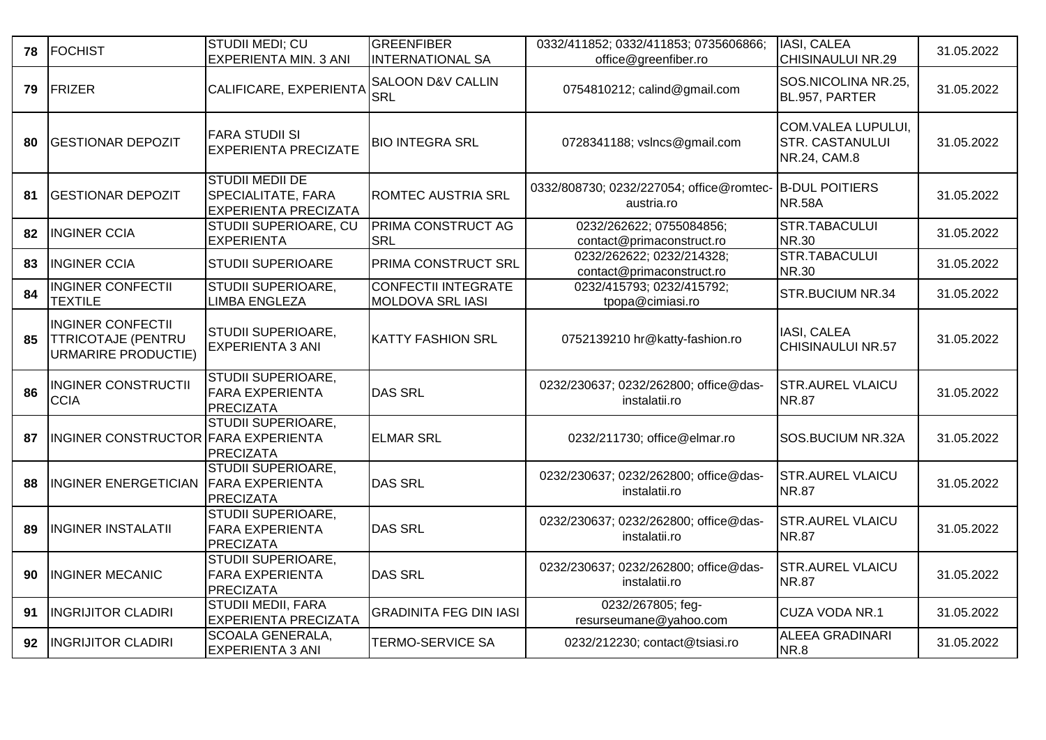| 78 | FOCHIST | STUDII MEDI; CU EXPERIENTA MIN. 3 ANI | GREENFIBER INTERNATIONAL SA | 0332/411852; 0332/411853; 0735606866; office@greenfiber.ro | IASI, CALEA CHISINAULUI NR.29 | 31.05.2022 |
|---|---|---|---|---|---|---|
| 79 | FRIZER | CALIFICARE, EXPERIENTA | SALOON D&V CALLIN SRL | 0754810212; calind@gmail.com | SOS.NICOLINA NR.25, BL.957, PARTER | 31.05.2022 |
| 80 | GESTIONAR DEPOZIT | FARA STUDII SI EXPERIENTA PRECIZATE | BIO INTEGRA SRL | 0728341188; vslncs@gmail.com | COM.VALEA LUPULUI, STR. CASTANULUI NR.24, CAM.8 | 31.05.2022 |
| 81 | GESTIONAR DEPOZIT | STUDII MEDII DE SPECIALITATE, FARA EXPERIENTA PRECIZATA | ROMTEC AUSTRIA SRL | 0332/808730; 0232/227054; office@romtec-austria.ro | B-DUL POITIERS NR.58A | 31.05.2022 |
| 82 | INGINER CCIA | STUDII SUPERIOARE, CU EXPERIENTA | PRIMA CONSTRUCT AG SRL | 0232/262622; 0755084856; contact@primaconstruct.ro | STR.TABACULUI NR.30 | 31.05.2022 |
| 83 | INGINER CCIA | STUDII SUPERIOARE | PRIMA CONSTRUCT SRL | 0232/262622; 0232/214328; contact@primaconstruct.ro | STR.TABACULUI NR.30 | 31.05.2022 |
| 84 | INGINER CONFECTII TEXTILE | STUDII SUPERIOARE, LIMBA ENGLEZA | CONFECTII INTEGRATE MOLDOVA SRL IASI | 0232/415793; 0232/415792; tpopa@cimiasi.ro | STR.BUCIUM NR.34 | 31.05.2022 |
| 85 | INGINER CONFECTII TTRICOTAJE (PENTRU URMARIRE PRODUCTIE) | STUDII SUPERIOARE, EXPERIENTA 3 ANI | KATTY FASHION SRL | 0752139210 hr@katty-fashion.ro | IASI, CALEA CHISINAULUI NR.57 | 31.05.2022 |
| 86 | INGINER CONSTRUCTII CCIA | STUDII SUPERIOARE, FARA EXPERIENTA PRECIZATA | DAS SRL | 0232/230637; 0232/262800; office@das-instalatii.ro | STR.AUREL VLAICU NR.87 | 31.05.2022 |
| 87 | INGINER CONSTRUCTOR | STUDII SUPERIOARE, FARA EXPERIENTA PRECIZATA | ELMAR SRL | 0232/211730; office@elmar.ro | SOS.BUCIUM NR.32A | 31.05.2022 |
| 88 | INGINER ENERGETICIAN | STUDII SUPERIOARE, FARA EXPERIENTA PRECIZATA | DAS SRL | 0232/230637; 0232/262800; office@das-instalatii.ro | STR.AUREL VLAICU NR.87 | 31.05.2022 |
| 89 | INGINER INSTALATII | STUDII SUPERIOARE, FARA EXPERIENTA PRECIZATA | DAS SRL | 0232/230637; 0232/262800; office@das-instalatii.ro | STR.AUREL VLAICU NR.87 | 31.05.2022 |
| 90 | INGINER MECANIC | STUDII SUPERIOARE, FARA EXPERIENTA PRECIZATA | DAS SRL | 0232/230637; 0232/262800; office@das-instalatii.ro | STR.AUREL VLAICU NR.87 | 31.05.2022 |
| 91 | INGRIJITOR CLADIRI | STUDII MEDII, FARA EXPERIENTA PRECIZATA | GRADINITA FEG DIN IASI | 0232/267805; feg-resurseumane@yahoo.com | CUZA VODA NR.1 | 31.05.2022 |
| 92 | INGRIJITOR CLADIRI | SCOALA GENERALA, EXPERIENTA 3 ANI | TERMO-SERVICE SA | 0232/212230; contact@tsiasi.ro | ALEEA GRADINARI NR.8 | 31.05.2022 |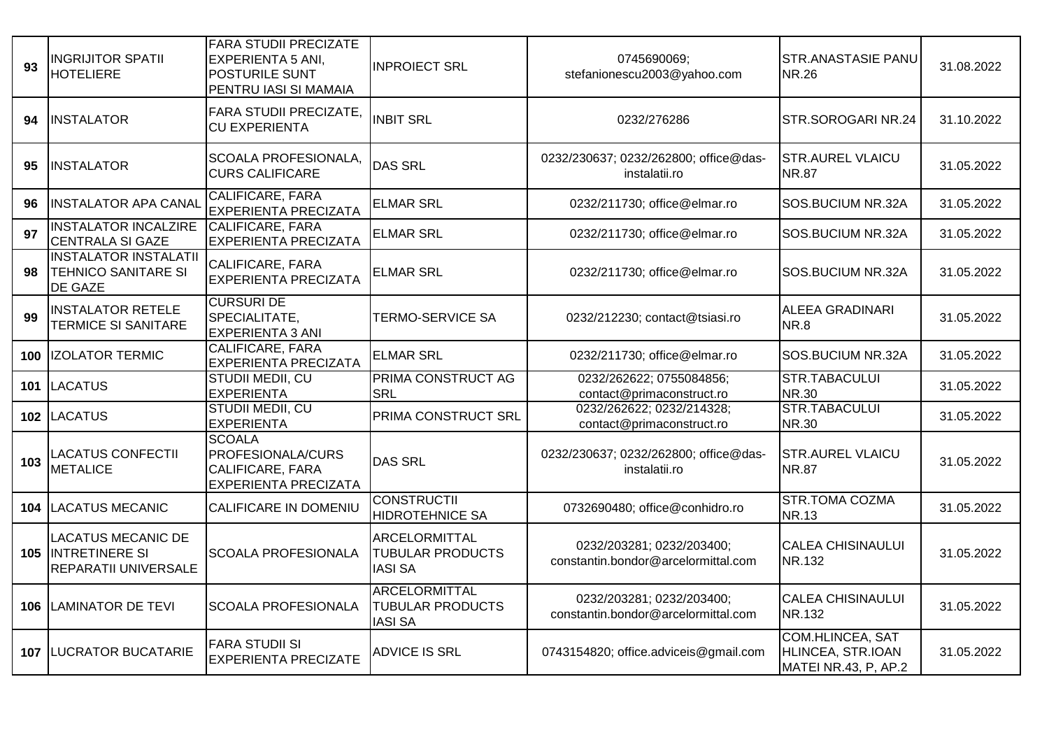| 93 | INGRIJITOR SPATII HOTELIERE | FARA STUDII PRECIZATE EXPERIENTA 5 ANI, POSTURILE SUNT PENTRU IASI SI MAMAIA | INPROIECT SRL | 0745690069; stefanionescu2003@yahoo.com | STR.ANASTASIE PANU NR.26 | 31.08.2022 |
|---|---|---|---|---|---|---|
| 94 | INSTALATOR | FARA STUDII PRECIZATE, CU EXPERIENTA | INBIT SRL | 0232/276286 | STR.SOROGARI NR.24 | 31.10.2022 |
| 95 | INSTALATOR | SCOALA PROFESIONALA, CURS CALIFICARE | DAS SRL | 0232/230637; 0232/262800; office@das-instalatii.ro | STR.AUREL VLAICU NR.87 | 31.05.2022 |
| 96 | INSTALATOR APA CANAL | CALIFICARE, FARA EXPERIENTA PRECIZATA | ELMAR SRL | 0232/211730; office@elmar.ro | SOS.BUCIUM NR.32A | 31.05.2022 |
| 97 | INSTALATOR INCALZIRE CENTRALA SI GAZE | CALIFICARE, FARA EXPERIENTA PRECIZATA | ELMAR SRL | 0232/211730; office@elmar.ro | SOS.BUCIUM NR.32A | 31.05.2022 |
| 98 | INSTALATOR INSTALATII TEHNICO SANITARE SI DE GAZE | CALIFICARE, FARA EXPERIENTA PRECIZATA | ELMAR SRL | 0232/211730; office@elmar.ro | SOS.BUCIUM NR.32A | 31.05.2022 |
| 99 | INSTALATOR RETELE TERMICE SI SANITARE | CURSURI DE SPECIALITATE, EXPERIENTA 3 ANI | TERMO-SERVICE SA | 0232/212230; contact@tsiasi.ro | ALEEA GRADINARI NR.8 | 31.05.2022 |
| 100 | IZOLATOR TERMIC | CALIFICARE, FARA EXPERIENTA PRECIZATA | ELMAR SRL | 0232/211730; office@elmar.ro | SOS.BUCIUM NR.32A | 31.05.2022 |
| 101 | LACATUS | STUDII MEDII, CU EXPERIENTA | PRIMA CONSTRUCT AG SRL | 0232/262622; 0755084856; contact@primaconstruct.ro | STR.TABACULUI NR.30 | 31.05.2022 |
| 102 | LACATUS | STUDII MEDII, CU EXPERIENTA | PRIMA CONSTRUCT SRL | 0232/262622; 0232/214328; contact@primaconstruct.ro | STR.TABACULUI NR.30 | 31.05.2022 |
| 103 | LACATUS CONFECTII METALICE | SCOALA PROFESIONALA/CURS CALIFICARE, FARA EXPERIENTA PRECIZATA | DAS SRL | 0232/230637; 0232/262800; office@das-instalatii.ro | STR.AUREL VLAICU NR.87 | 31.05.2022 |
| 104 | LACATUS MECANIC | CALIFICARE IN DOMENIU | CONSTRUCTII HIDROTEHNICE SA | 0732690480; office@conhidro.ro | STR.TOMA COZMA NR.13 | 31.05.2022 |
| 105 | LACATUS MECANIC DE INTRETINERE SI REPARATII UNIVERSALE | SCOALA PROFESIONALA | ARCELORMITTAL TUBULAR PRODUCTS IASI SA | 0232/203281; 0232/203400; constantin.bondor@arcelormittal.com | CALEA CHISINAULUI NR.132 | 31.05.2022 |
| 106 | LAMINATOR DE TEVI | SCOALA PROFESIONALA | ARCELORMITTAL TUBULAR PRODUCTS IASI SA | 0232/203281; 0232/203400; constantin.bondor@arcelormittal.com | CALEA CHISINAULUI NR.132 | 31.05.2022 |
| 107 | LUCRATOR BUCATARIE | FARA STUDII SI EXPERIENTA PRECIZATE | ADVICE IS SRL | 0743154820; office.adviceis@gmail.com | COM.HLINCEA, SAT HLINCEA, STR.IOAN MATEI NR.43, P, AP.2 | 31.05.2022 |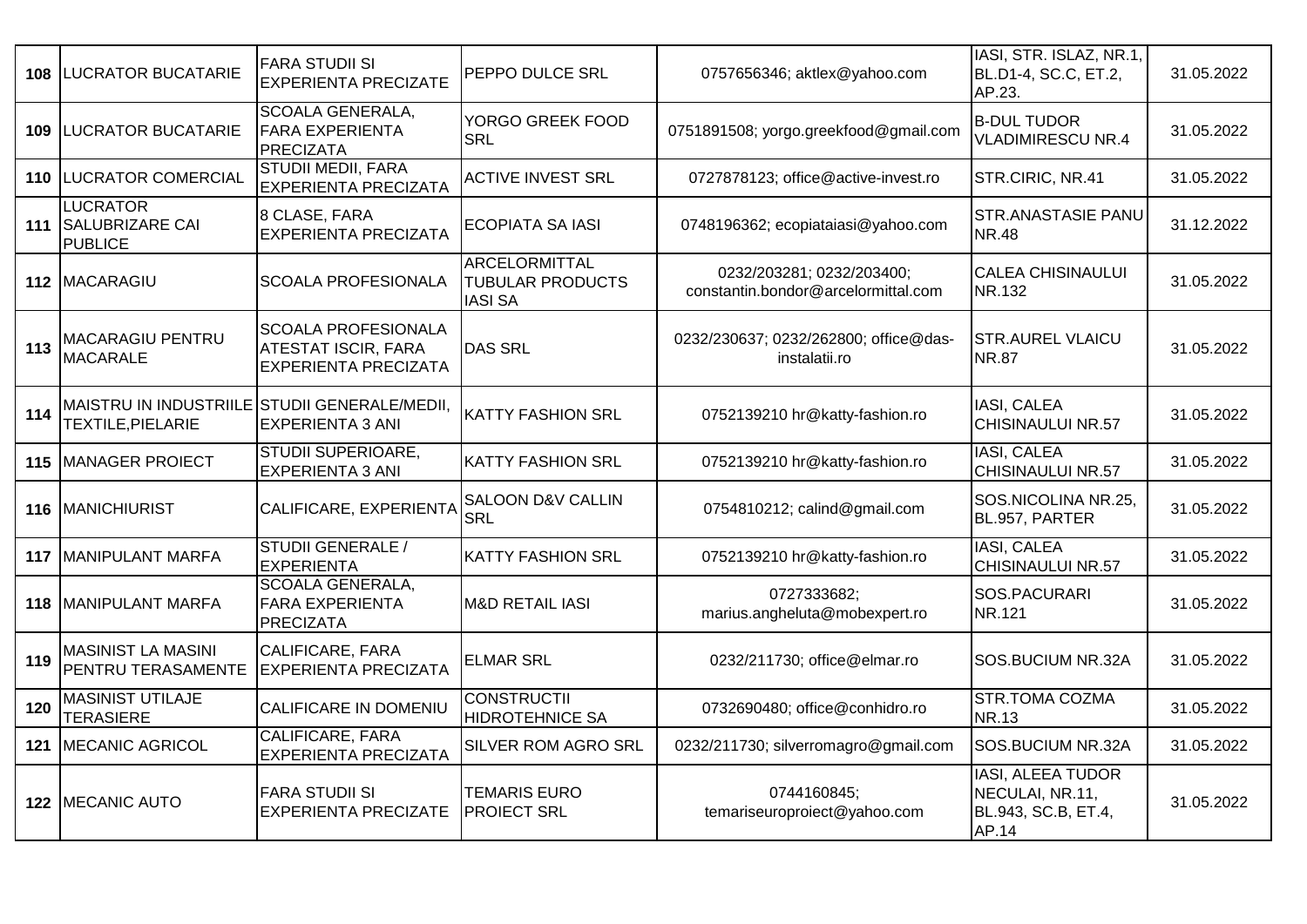| 108 | LUCRATOR BUCATARIE | FARA STUDII SI EXPERIENTA PRECIZATE | PEPPO DULCE SRL | 0757656346; aktlex@yahoo.com | IASI, STR. ISLAZ, NR.1, BL.D1-4, SC.C, ET.2, AP.23. | 31.05.2022 |
|---|---|---|---|---|---|---|
| 109 | LUCRATOR BUCATARIE | SCOALA GENERALA, FARA EXPERIENTA PRECIZATA | YORGO GREEK FOOD SRL | 0751891508; yorgo.greekfood@gmail.com | B-DUL TUDOR VLADIMIRESCU NR.4 | 31.05.2022 |
| 110 | LUCRATOR COMERCIAL | STUDII MEDII, FARA EXPERIENTA PRECIZATA | ACTIVE INVEST SRL | 0727878123; office@active-invest.ro | STR.CIRIC, NR.41 | 31.05.2022 |
| 111 | LUCRATOR SALUBRIZARE CAI PUBLICE | 8 CLASE, FARA EXPERIENTA PRECIZATA | ECOPIATA SA IASI | 0748196362; ecopiataiasi@yahoo.com | STR.ANASTASIE PANU NR.48 | 31.12.2022 |
| 112 | MACARAGIU | SCOALA PROFESIONALA | ARCELORMITTAL TUBULAR PRODUCTS IASI SA | 0232/203281; 0232/203400; constantin.bondor@arcelormittal.com | CALEA CHISINAULUI NR.132 | 31.05.2022 |
| 113 | MACARAGIU PENTRU MACARALE | SCOALA PROFESIONALA ATESTAT ISCIR, FARA EXPERIENTA PRECIZATA | DAS SRL | 0232/230637; 0232/262800; office@das-instalatii.ro | STR.AUREL VLAICU NR.87 | 31.05.2022 |
| 114 | MAISTRU IN INDUSTRIILE TEXTILE,PIELARIE | STUDII GENERALE/MEDII, EXPERIENTA 3 ANI | KATTY FASHION SRL | 0752139210 hr@katty-fashion.ro | IASI, CALEA CHISINAULUI NR.57 | 31.05.2022 |
| 115 | MANAGER PROIECT | STUDII SUPERIOARE, EXPERIENTA 3 ANI | KATTY FASHION SRL | 0752139210 hr@katty-fashion.ro | IASI, CALEA CHISINAULUI NR.57 | 31.05.2022 |
| 116 | MANICHIURIST | CALIFICARE, EXPERIENTA | SALOON D&V CALLIN SRL | 0754810212; calind@gmail.com | SOS.NICOLINA NR.25, BL.957, PARTER | 31.05.2022 |
| 117 | MANIPULANT MARFA | STUDII GENERALE / EXPERIENTA | KATTY FASHION SRL | 0752139210 hr@katty-fashion.ro | IASI, CALEA CHISINAULUI NR.57 | 31.05.2022 |
| 118 | MANIPULANT MARFA | SCOALA GENERALA, FARA EXPERIENTA PRECIZATA | M&D RETAIL IASI | 0727333682; marius.angheluta@mobexpert.ro | SOS.PACURARI NR.121 | 31.05.2022 |
| 119 | MASINIST LA MASINI PENTRU TERASAMENTE | CALIFICARE, FARA EXPERIENTA PRECIZATA | ELMAR SRL | 0232/211730; office@elmar.ro | SOS.BUCIUM NR.32A | 31.05.2022 |
| 120 | MASINIST UTILAJE TERASIERE | CALIFICARE IN DOMENIU | CONSTRUCTII HIDROTEHNICE SA | 0732690480; office@conhidro.ro | STR.TOMA COZMA NR.13 | 31.05.2022 |
| 121 | MECANIC AGRICOL | CALIFICARE, FARA EXPERIENTA PRECIZATA | SILVER ROM AGRO SRL | 0232/211730; silverromagro@gmail.com | SOS.BUCIUM NR.32A | 31.05.2022 |
| 122 | MECANIC AUTO | FARA STUDII SI EXPERIENTA PRECIZATE | TEMARIS EURO PROIECT SRL | 0744160845; temariseuroproiect@yahoo.com | IASI, ALEEA TUDOR NECULAI, NR.11, BL.943, SC.B, ET.4, AP.14 | 31.05.2022 |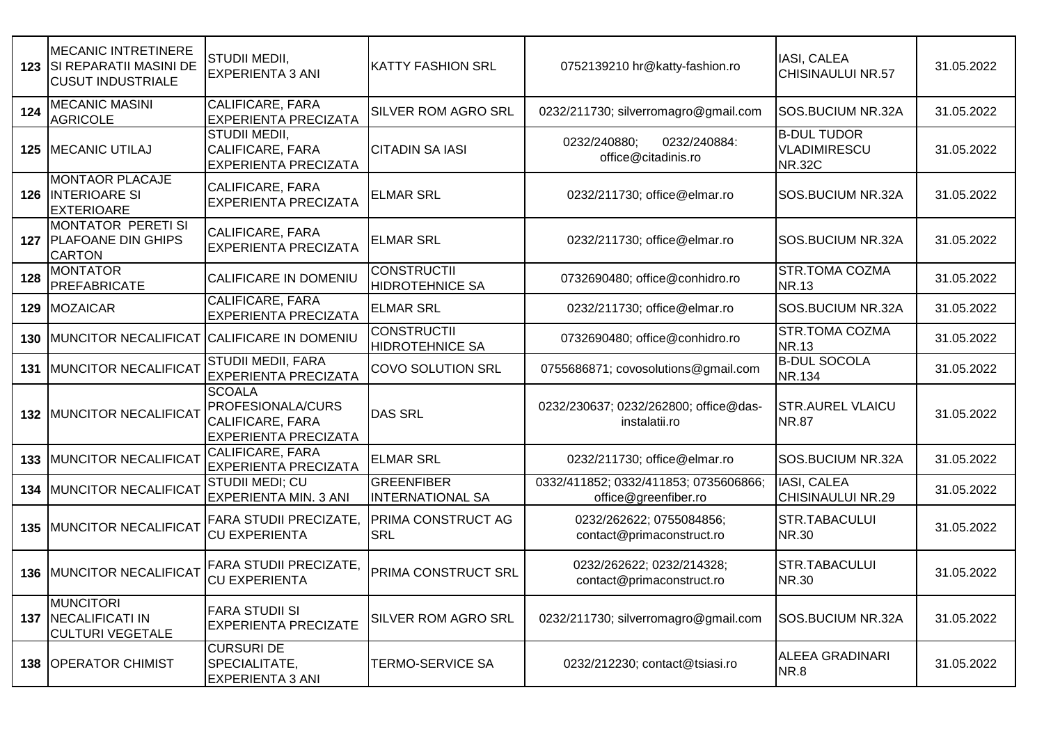| 123 | MECANIC INTRETINERE SI REPARATII MASINI DE CUSUT INDUSTRIALE | STUDII MEDII, EXPERIENTA 3 ANI | KATTY FASHION SRL | 0752139210 hr@katty-fashion.ro | IASI, CALEA CHISINAULUI NR.57 | 31.05.2022 |
|---|---|---|---|---|---|---|
| 124 | MECANIC MASINI AGRICOLE | CALIFICARE, FARA EXPERIENTA PRECIZATA | SILVER ROM AGRO SRL | 0232/211730; silverromagro@gmail.com | SOS.BUCIUM NR.32A | 31.05.2022 |
| 125 | MECANIC UTILAJ | STUDII MEDII, CALIFICARE, FARA EXPERIENTA PRECIZATA | CITADIN SA IASI | 0232/240880; 0232/240884: office@citadinis.ro | B-DUL TUDOR VLADIMIRESCU NR.32C | 31.05.2022 |
| 126 | MONTAOR PLACAJE INTERIOARE SI EXTERIOARE | CALIFICARE, FARA EXPERIENTA PRECIZATA | ELMAR SRL | 0232/211730; office@elmar.ro | SOS.BUCIUM NR.32A | 31.05.2022 |
| 127 | MONTATOR PERETI SI PLAFOANE DIN GHIPS CARTON | CALIFICARE, FARA EXPERIENTA PRECIZATA | ELMAR SRL | 0232/211730; office@elmar.ro | SOS.BUCIUM NR.32A | 31.05.2022 |
| 128 | MONTATOR PREFABRICATE | CALIFICARE IN DOMENIU | CONSTRUCTII HIDROTEHNICE SA | 0732690480; office@conhidro.ro | STR.TOMA COZMA NR.13 | 31.05.2022 |
| 129 | MOZAICAR | CALIFICARE, FARA EXPERIENTA PRECIZATA | ELMAR SRL | 0232/211730; office@elmar.ro | SOS.BUCIUM NR.32A | 31.05.2022 |
| 130 | MUNCITOR NECALIFICAT | CALIFICARE IN DOMENIU | CONSTRUCTII HIDROTEHNICE SA | 0732690480; office@conhidro.ro | STR.TOMA COZMA NR.13 | 31.05.2022 |
| 131 | MUNCITOR NECALIFICAT | STUDII MEDII, FARA EXPERIENTA PRECIZATA | COVO SOLUTION SRL | 0755686871; covosolutions@gmail.com | B-DUL SOCOLA NR.134 | 31.05.2022 |
| 132 | MUNCITOR NECALIFICAT | SCOALA PROFESIONALA/CURS CALIFICARE, FARA EXPERIENTA PRECIZATA | DAS SRL | 0232/230637; 0232/262800; office@das-instalatii.ro | STR.AUREL VLAICU NR.87 | 31.05.2022 |
| 133 | MUNCITOR NECALIFICAT | CALIFICARE, FARA EXPERIENTA PRECIZATA | ELMAR SRL | 0232/211730; office@elmar.ro | SOS.BUCIUM NR.32A | 31.05.2022 |
| 134 | MUNCITOR NECALIFICAT | STUDII MEDI; CU EXPERIENTA MIN. 3 ANI | GREENFIBER INTERNATIONAL SA | 0332/411852; 0332/411853; 0735606866; office@greenfiber.ro | IASI, CALEA CHISINAULUI NR.29 | 31.05.2022 |
| 135 | MUNCITOR NECALIFICAT | FARA STUDII PRECIZATE, CU EXPERIENTA | PRIMA CONSTRUCT AG SRL | 0232/262622; 0755084856; contact@primaconstruct.ro | STR.TABACULUI NR.30 | 31.05.2022 |
| 136 | MUNCITOR NECALIFICAT | FARA STUDII PRECIZATE, CU EXPERIENTA | PRIMA CONSTRUCT SRL | 0232/262622; 0232/214328; contact@primaconstruct.ro | STR.TABACULUI NR.30 | 31.05.2022 |
| 137 | MUNCITORI NECALIFICATI IN CULTURI VEGETALE | FARA STUDII SI EXPERIENTA PRECIZATE | SILVER ROM AGRO SRL | 0232/211730; silverromagro@gmail.com | SOS.BUCIUM NR.32A | 31.05.2022 |
| 138 | OPERATOR CHIMIST | CURSURI DE SPECIALITATE, EXPERIENTA 3 ANI | TERMO-SERVICE SA | 0232/212230; contact@tsiasi.ro | ALEEA GRADINARI NR.8 | 31.05.2022 |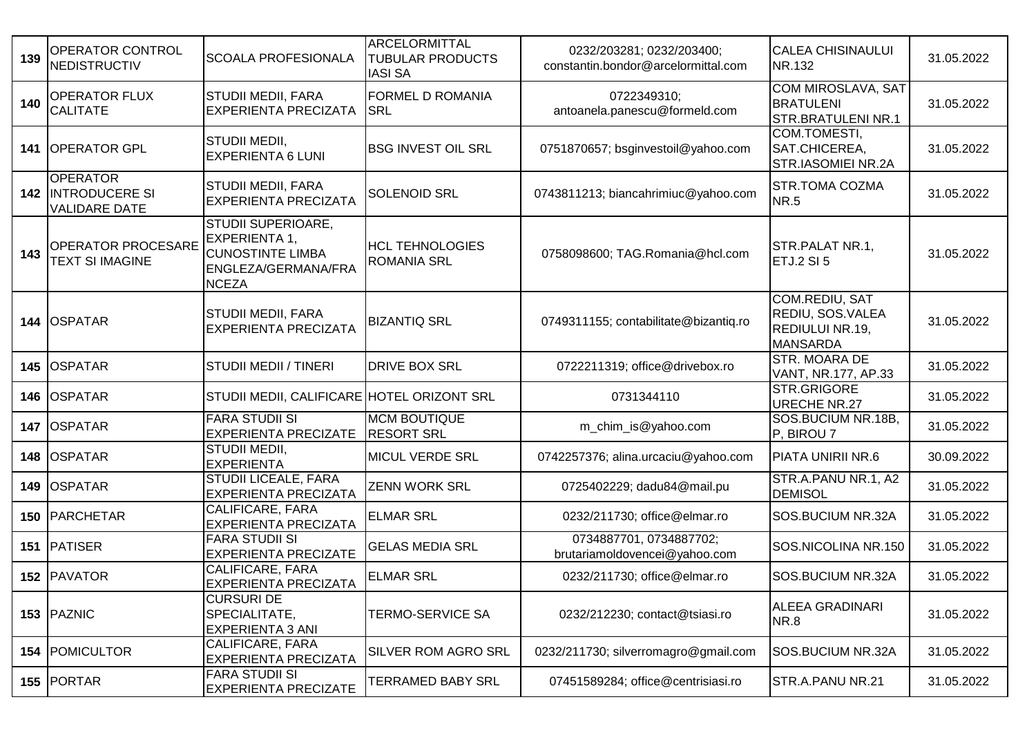| 139 | OPERATOR CONTROL NEDISTRUCTIV | SCOALA PROFESIONALA | ARCELORMITTAL TUBULAR PRODUCTS IASI SA | 0232/203281; 0232/203400; constantin.bondor@arcelormittal.com | CALEA CHISINAULUI NR.132 | 31.05.2022 |
|---|---|---|---|---|---|---|
| 140 | OPERATOR FLUX CALITATE | STUDII MEDII, FARA EXPERIENTA PRECIZATA | FORMEL D ROMANIA SRL | 0722349310; antoanela.panescu@formeld.com | COM MIROSLAVA, SAT BRATULENI STR.BRATULENI NR.1 | 31.05.2022 |
| 141 | OPERATOR GPL | STUDII MEDII, EXPERIENTA 6 LUNI | BSG INVEST OIL SRL | 0751870657; bsginvestoil@yahoo.com | COM.TOMESTI, SAT.CHICEREA, STR.IASOMIEI NR.2A | 31.05.2022 |
| 142 | OPERATOR INTRODUCERE SI VALIDARE DATE | STUDII MEDII, FARA EXPERIENTA PRECIZATA | SOLENOID SRL | 0743811213; biancahrimiuc@yahoo.com | STR.TOMA COZMA NR.5 | 31.05.2022 |
| 143 | OPERATOR PROCESARE TEXT SI IMAGINE | STUDII SUPERIOARE, EXPERIENTA 1, CUNOSTINTE LIMBA ENGLEZA/GERMANA/FRANCEZA | HCL TEHNOLOGIES ROMANIA SRL | 0758098600; TAG.Romania@hcl.com | STR.PALAT NR.1, ETJ.2 SI 5 | 31.05.2022 |
| 144 | OSPATAR | STUDII MEDII, FARA EXPERIENTA PRECIZATA | BIZANTIQ SRL | 0749311155; contabilitate@bizantiq.ro | COM.REDIU, SAT REDIU, SOS.VALEA REDIULUI NR.19, MANSARDA | 31.05.2022 |
| 145 | OSPATAR | STUDII MEDII / TINERI | DRIVE BOX SRL | 0722211319; office@drivebox.ro | STR. MOARA DE VANT, NR.177, AP.33 | 31.05.2022 |
| 146 | OSPATAR | STUDII MEDII, CALIFICARE | HOTEL ORIZONT SRL | 0731344110 | STR.GRIGORE URECHE NR.27 | 31.05.2022 |
| 147 | OSPATAR | FARA STUDII SI EXPERIENTA PRECIZATE | MCM BOUTIQUE RESORT SRL | m_chim_is@yahoo.com | SOS.BUCIUM NR.18B, P, BIROU 7 | 31.05.2022 |
| 148 | OSPATAR | STUDII MEDII, EXPERIENTA | MICUL VERDE SRL | 0742257376; alina.urcaciu@yahoo.com | PIATA UNIRII NR.6 | 30.09.2022 |
| 149 | OSPATAR | STUDII LICEALE, FARA EXPERIENTA PRECIZATA | ZENN WORK SRL | 0725402229; dadu84@mail.pu | STR.A.PANU NR.1, A2 DEMISOL | 31.05.2022 |
| 150 | PARCHETAR | CALIFICARE, FARA EXPERIENTA PRECIZATA | ELMAR SRL | 0232/211730; office@elmar.ro | SOS.BUCIUM NR.32A | 31.05.2022 |
| 151 | PATISER | FARA STUDII SI EXPERIENTA PRECIZATE | GELAS MEDIA SRL | 0734887701, 0734887702; brutariamoldovencei@yahoo.com | SOS.NICOLINA NR.150 | 31.05.2022 |
| 152 | PAVATOR | CALIFICARE, FARA EXPERIENTA PRECIZATA | ELMAR SRL | 0232/211730; office@elmar.ro | SOS.BUCIUM NR.32A | 31.05.2022 |
| 153 | PAZNIC | CURSURI DE SPECIALITATE, EXPERIENTA 3 ANI | TERMO-SERVICE SA | 0232/212230; contact@tsiasi.ro | ALEEA GRADINARI NR.8 | 31.05.2022 |
| 154 | POMICULTOR | CALIFICARE, FARA EXPERIENTA PRECIZATA | SILVER ROM AGRO SRL | 0232/211730; silverromagro@gmail.com | SOS.BUCIUM NR.32A | 31.05.2022 |
| 155 | PORTAR | FARA STUDII SI EXPERIENTA PRECIZATE | TERRAMED BABY SRL | 07451589284; office@centrisiasi.ro | STR.A.PANU NR.21 | 31.05.2022 |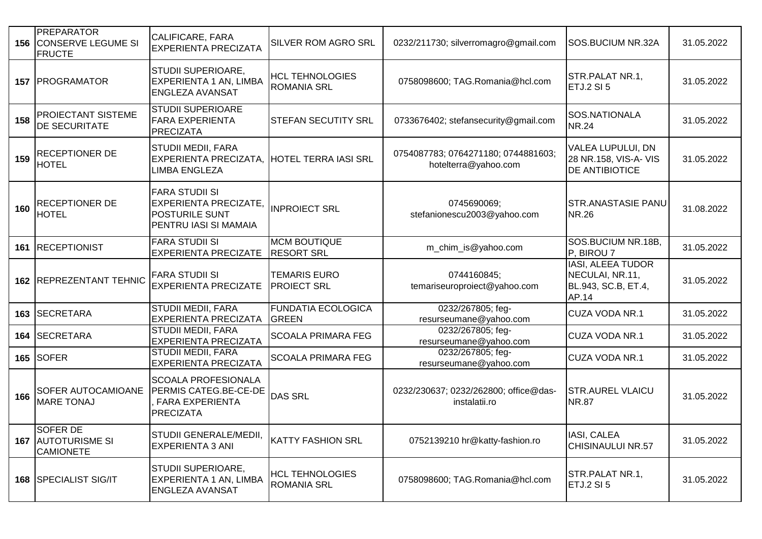| 156 | PREPARATOR CONSERVE LEGUME SI FRUCTE | CALIFICARE, FARA EXPERIENTA PRECIZATA | SILVER ROM AGRO SRL | 0232/211730; silverromagro@gmail.com | SOS.BUCIUM NR.32A | 31.05.2022 |
|---|---|---|---|---|---|---|
| 157 | PROGRAMATOR | STUDII SUPERIOARE, EXPERIENTA 1 AN, LIMBA ENGLEZA AVANSAT | HCL TEHNOLOGIES ROMANIA SRL | 0758098600; TAG.Romania@hcl.com | STR.PALAT NR.1, ETJ.2 SI 5 | 31.05.2022 |
| 158 | PROIECTANT SISTEME DE SECURITATE | STUDII SUPERIOARE FARA EXPERIENTA PRECIZATA | STEFAN SECUTITY SRL | 0733676402; stefansecurity@gmail.com | SOS.NATIONALA NR.24 | 31.05.2022 |
| 159 | RECEPTIONER DE HOTEL | STUDII MEDII, FARA EXPERIENTA PRECIZATA, LIMBA ENGLEZA | HOTEL TERRA IASI SRL | 0754087783; 0764271180; 0744881603; hotelterra@yahoo.com | VALEA LUPULUI, DN 28 NR.158, VIS-A- VIS DE ANTIBIOTICE | 31.05.2022 |
| 160 | RECEPTIONER DE HOTEL | FARA STUDII SI EXPERIENTA PRECIZATE, POSTURILE SUNT PENTRU IASI SI MAMAIA | INPROIECT SRL | 0745690069; stefanionescu2003@yahoo.com | STR.ANASTASIE PANU NR.26 | 31.08.2022 |
| 161 | RECEPTIONIST | FARA STUDII SI EXPERIENTA PRECIZATE | MCM BOUTIQUE RESORT SRL | m_chim_is@yahoo.com | SOS.BUCIUM NR.18B, P, BIROU 7 | 31.05.2022 |
| 162 | REPREZENTANT TEHNIC | FARA STUDII SI EXPERIENTA PRECIZATE | TEMARIS EURO PROIECT SRL | 0744160845; temariseuroproiect@yahoo.com | IASI, ALEEA TUDOR NECULAI, NR.11, BL.943, SC.B, ET.4, AP.14 | 31.05.2022 |
| 163 | SECRETARA | STUDII MEDII, FARA EXPERIENTA PRECIZATA | FUNDATIA ECOLOGICA GREEN | 0232/267805; feg-resurseumane@yahoo.com | CUZA VODA NR.1 | 31.05.2022 |
| 164 | SECRETARA | STUDII MEDII, FARA EXPERIENTA PRECIZATA | SCOALA PRIMARA FEG | 0232/267805; feg-resurseumane@yahoo.com | CUZA VODA NR.1 | 31.05.2022 |
| 165 | SOFER | STUDII MEDII, FARA EXPERIENTA PRECIZATA | SCOALA PRIMARA FEG | 0232/267805; feg-resurseumane@yahoo.com | CUZA VODA NR.1 | 31.05.2022 |
| 166 | SOFER AUTOCAMIOANE MARE TONAJ | SCOALA PROFESIONALA PERMIS CATEG.BE-CE-DE , FARA EXPERIENTA PRECIZATA | DAS SRL | 0232/230637; 0232/262800; office@das-instalatii.ro | STR.AUREL VLAICU NR.87 | 31.05.2022 |
| 167 | SOFER DE AUTOTURISME SI CAMIONETE | STUDII GENERALE/MEDII, EXPERIENTA 3 ANI | KATTY FASHION SRL | 0752139210 hr@katty-fashion.ro | IASI, CALEA CHISINAULUI NR.57 | 31.05.2022 |
| 168 | SPECIALIST SIG/IT | STUDII SUPERIOARE, EXPERIENTA 1 AN, LIMBA ENGLEZA AVANSAT | HCL TEHNOLOGIES ROMANIA SRL | 0758098600; TAG.Romania@hcl.com | STR.PALAT NR.1, ETJ.2 SI 5 | 31.05.2022 |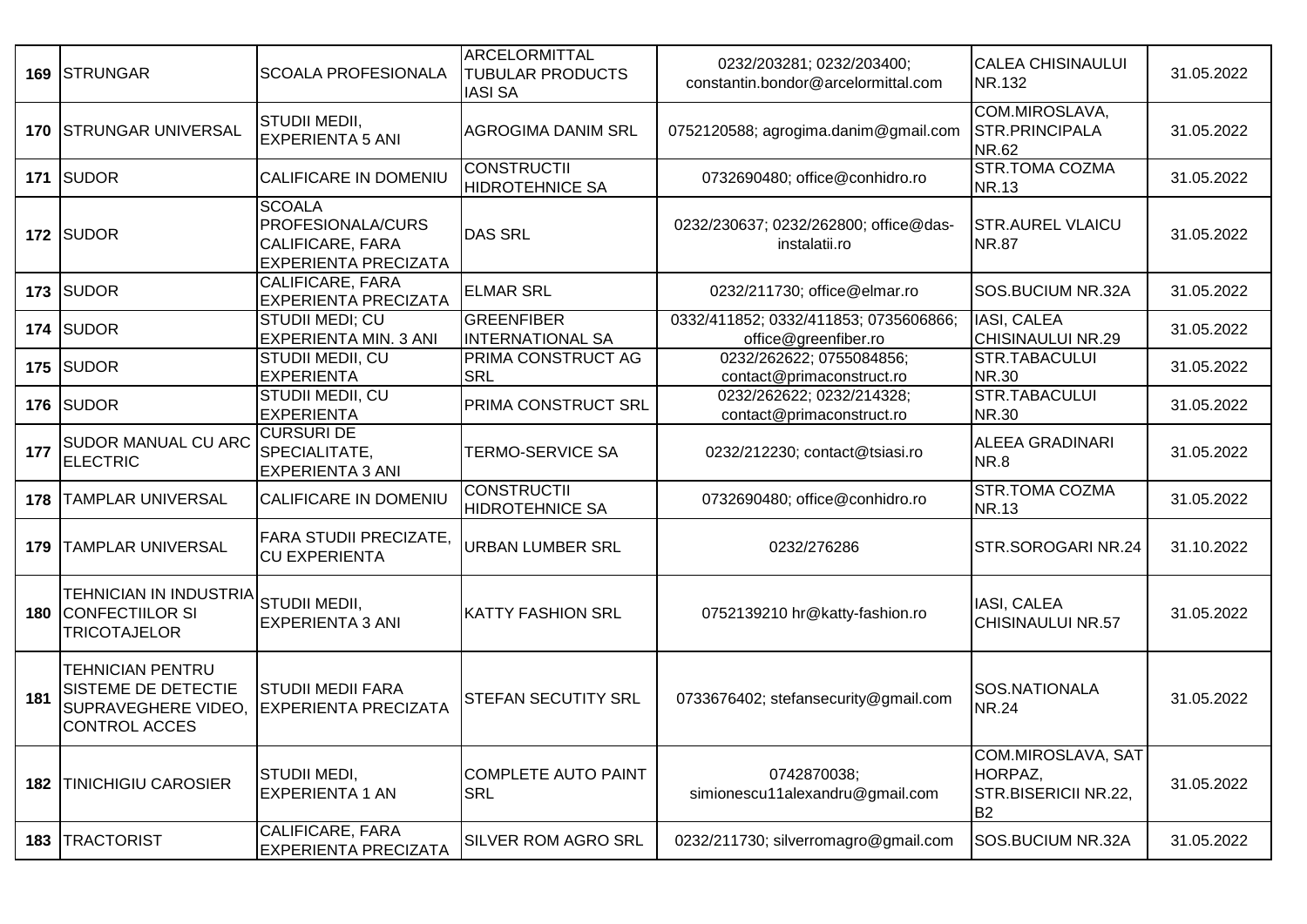| 169 | STRUNGAR | SCOALA PROFESIONALA | ARCELORMITTAL TUBULAR PRODUCTS IASI SA | 0232/203281; 0232/203400; constantin.bondor@arcelormittal.com | CALEA CHISINAULUI NR.132 | 31.05.2022 |
|---|---|---|---|---|---|---|
| 170 | STRUNGAR UNIVERSAL | STUDII MEDII, EXPERIENTA 5 ANI | AGROGIMA DANIM SRL | 0752120588; agrogima.danim@gmail.com | COM.MIROSLAVA, STR.PRINCIPALA NR.62 | 31.05.2022 |
| 171 | SUDOR | CALIFICARE IN DOMENIU | CONSTRUCTII HIDROTEHNICE SA | 0732690480; office@conhidro.ro | STR.TOMA COZMA NR.13 | 31.05.2022 |
| 172 | SUDOR | SCOALA PROFESIONALA/CURS CALIFICARE, FARA EXPERIENTA PRECIZATA | DAS SRL | 0232/230637; 0232/262800; office@das-instalatii.ro | STR.AUREL VLAICU NR.87 | 31.05.2022 |
| 173 | SUDOR | CALIFICARE, FARA EXPERIENTA PRECIZATA | ELMAR SRL | 0232/211730; office@elmar.ro | SOS.BUCIUM NR.32A | 31.05.2022 |
| 174 | SUDOR | STUDII MEDI; CU EXPERIENTA MIN. 3 ANI | GREENFIBER INTERNATIONAL SA | 0332/411852; 0332/411853; 0735606866; office@greenfiber.ro | IASI, CALEA CHISINAULUI NR.29 | 31.05.2022 |
| 175 | SUDOR | STUDII MEDII, CU EXPERIENTA | PRIMA CONSTRUCT AG SRL | 0232/262622; 0755084856; contact@primaconstruct.ro | STR.TABACULUI NR.30 | 31.05.2022 |
| 176 | SUDOR | STUDII MEDII, CU EXPERIENTA | PRIMA CONSTRUCT SRL | 0232/262622; 0232/214328; contact@primaconstruct.ro | STR.TABACULUI NR.30 | 31.05.2022 |
| 177 | SUDOR MANUAL CU ARC ELECTRIC | CURSURI DE SPECIALITATE, EXPERIENTA 3 ANI | TERMO-SERVICE SA | 0232/212230; contact@tsiasi.ro | ALEEA GRADINARI NR.8 | 31.05.2022 |
| 178 | TAMPLAR UNIVERSAL | CALIFICARE IN DOMENIU | CONSTRUCTII HIDROTEHNICE SA | 0732690480; office@conhidro.ro | STR.TOMA COZMA NR.13 | 31.05.2022 |
| 179 | TAMPLAR UNIVERSAL | FARA STUDII PRECIZATE, CU EXPERIENTA | URBAN LUMBER SRL | 0232/276286 | STR.SOROGARI NR.24 | 31.10.2022 |
| 180 | TEHNICIAN IN INDUSTRIA CONFECTIILOR SI TRICOTAJELOR | STUDII MEDII, EXPERIENTA 3 ANI | KATTY FASHION SRL | 0752139210 hr@katty-fashion.ro | IASI, CALEA CHISINAULUI NR.57 | 31.05.2022 |
| 181 | TEHNICIAN PENTRU SISTEME DE DETECTIE SUPRAVEGHERE VIDEO, CONTROL ACCES | STUDII MEDII FARA EXPERIENTA PRECIZATA | STEFAN SECUTITY SRL | 0733676402; stefansecurity@gmail.com | SOS.NATIONALA NR.24 | 31.05.2022 |
| 182 | TINICHIGIU CAROSIER | STUDII MEDI, EXPERIENTA 1 AN | COMPLETE AUTO PAINT SRL | 0742870038; simionescu11alexandru@gmail.com | COM.MIROSLAVA, SAT HORPAZ, STR.BISERICII NR.22, B2 | 31.05.2022 |
| 183 | TRACTORIST | CALIFICARE, FARA EXPERIENTA PRECIZATA | SILVER ROM AGRO SRL | 0232/211730; silverromagro@gmail.com | SOS.BUCIUM NR.32A | 31.05.2022 |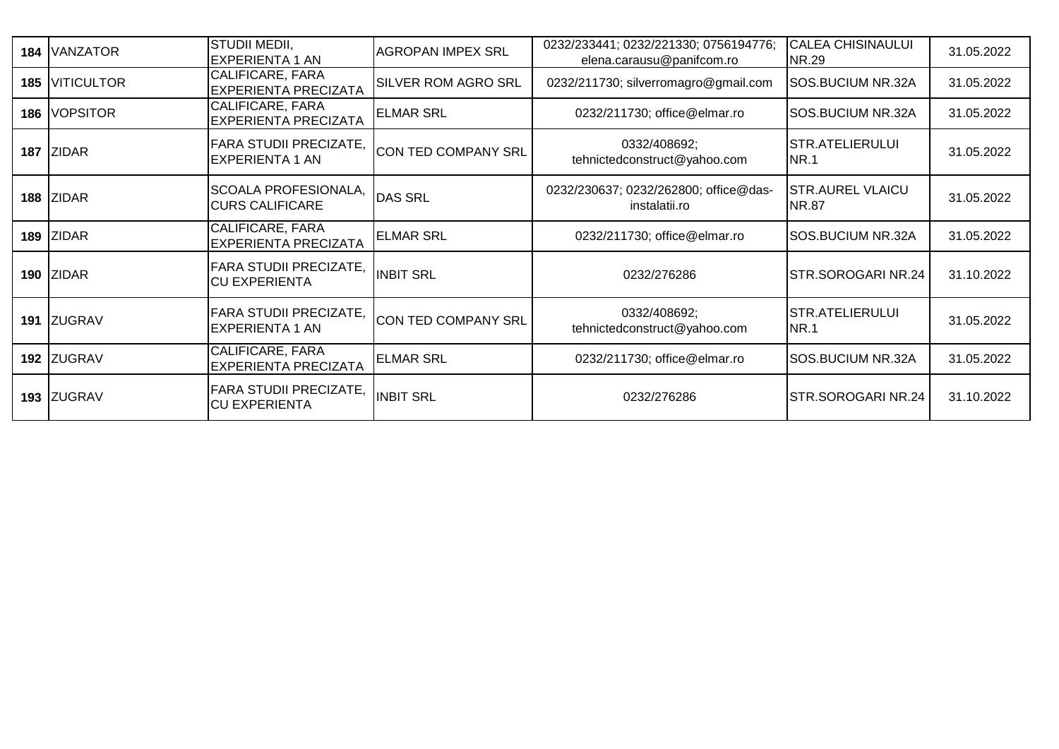| | | | | | | |
|---|---|---|---|---|---|---|
| 184 | VANZATOR | STUDII MEDII, EXPERIENTA 1 AN | AGROPAN IMPEX SRL | 0232/233441; 0232/221330; 0756194776; elena.carausu@panifcom.ro | CALEA CHISINAULUI NR.29 | 31.05.2022 |
| 185 | VITICULTOR | CALIFICARE, FARA EXPERIENTA PRECIZATA | SILVER ROM AGRO SRL | 0232/211730; silverromagro@gmail.com | SOS.BUCIUM NR.32A | 31.05.2022 |
| 186 | VOPSITOR | CALIFICARE, FARA EXPERIENTA PRECIZATA | ELMAR SRL | 0232/211730; office@elmar.ro | SOS.BUCIUM NR.32A | 31.05.2022 |
| 187 | ZIDAR | FARA STUDII PRECIZATE, EXPERIENTA 1 AN | CON TED COMPANY SRL | 0332/408692; tehnictedconstruct@yahoo.com | STR.ATELIERULUI NR.1 | 31.05.2022 |
| 188 | ZIDAR | SCOALA PROFESIONALA, CURS CALIFICARE | DAS SRL | 0232/230637; 0232/262800; office@das-instalatii.ro | STR.AUREL VLAICU NR.87 | 31.05.2022 |
| 189 | ZIDAR | CALIFICARE, FARA EXPERIENTA PRECIZATA | ELMAR SRL | 0232/211730; office@elmar.ro | SOS.BUCIUM NR.32A | 31.05.2022 |
| 190 | ZIDAR | FARA STUDII PRECIZATE, CU EXPERIENTA | INBIT SRL | 0232/276286 | STR.SOROGARI NR.24 | 31.10.2022 |
| 191 | ZUGRAV | FARA STUDII PRECIZATE, EXPERIENTA 1 AN | CON TED COMPANY SRL | 0332/408692; tehnictedconstruct@yahoo.com | STR.ATELIERULUI NR.1 | 31.05.2022 |
| 192 | ZUGRAV | CALIFICARE, FARA EXPERIENTA PRECIZATA | ELMAR SRL | 0232/211730; office@elmar.ro | SOS.BUCIUM NR.32A | 31.05.2022 |
| 193 | ZUGRAV | FARA STUDII PRECIZATE, CU EXPERIENTA | INBIT SRL | 0232/276286 | STR.SOROGARI NR.24 | 31.10.2022 |